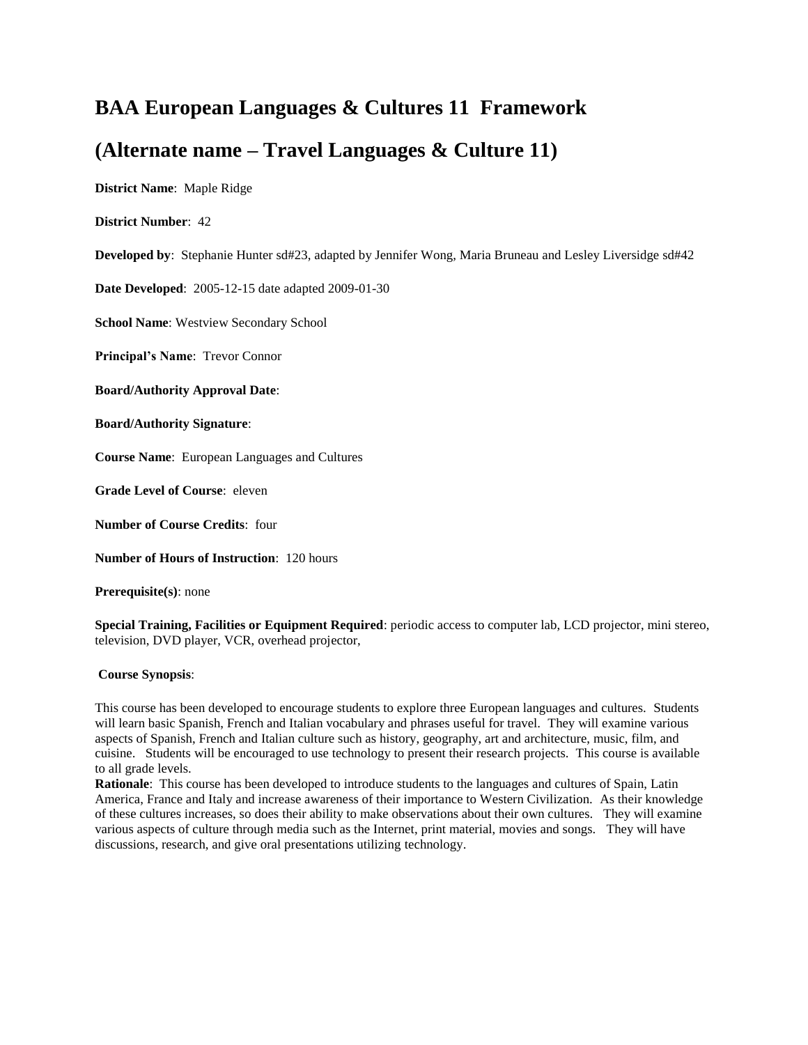# BAA European Languages & Cultures 11 Framework

# (Alternate name – Travel Languages & Culture 11)

**District Name**: Maple Ridge

**District Number**: 42

**Developed by**: Stephanie Hunter sd#23, adapted by Jennifer Wong, Maria Bruneau and Lesley Liversidge sd#42

**Date Developed**: 2005-12-15 date adapted 2009-01-30

**School Name**: Westview Secondary School

**Principal's Name**: Trevor Connor

**Board/Authority Approval Date**:

**Board/Authority Signature**:

**Course Name**: European Languages and Cultures

**Grade Level of Course**: eleven

**Number of Course Credits**: four

**Number of Hours of Instruction**: 120 hours

**Prerequisite(s)**: none

**Special Training, Facilities or Equipment Required**: periodic access to computer lab, LCD projector, mini stereo, television, DVD player, VCR, overhead projector,

**Course Synopsis**:

This course has been developed to encourage students to explore three European languages and cultures. Students will learn basic Spanish, French and Italian vocabulary and phrases useful for travel. They will examine various aspects of Spanish, French and Italian culture such as history, geography, art and architecture, music, film, and cuisine. Students will be encouraged to use technology to present their research projects. This course is available to all grade levels.

**Rationale**: This course has been developed to introduce students to the languages and cultures of Spain, Latin America, France and Italy and increase awareness of their importance to Western Civilization. As their knowledge of these cultures increases, so does their ability to make observations about their own cultures. They will examine various aspects of culture through media such as the Internet, print material, movies and songs. They will have discussions, research, and give oral presentations utilizing technology.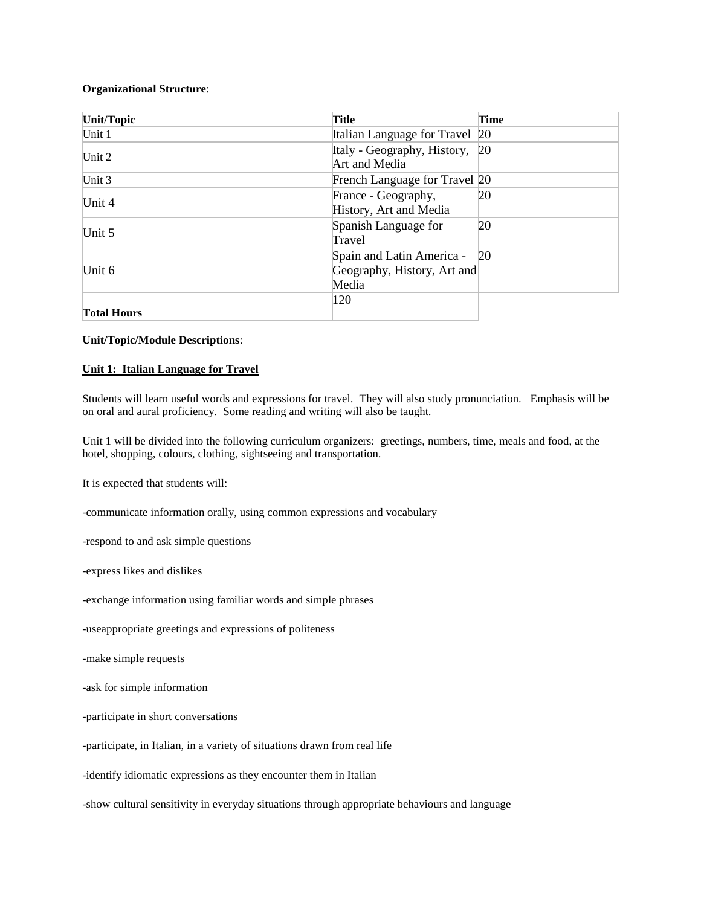**Organizational Structure**:

| Unit/Topic | Title | Time |
|---|---|---|
| Unit 1 | Italian Language for Travel | 20 |
| Unit 2 | Italy - Geography, History, Art and Media | 20 |
| Unit 3 | French Language for Travel | 20 |
| Unit 4 | France - Geography, History, Art and Media | 20 |
| Unit 5 | Spanish Language for Travel | 20 |
| Unit 6 | Spain and Latin America - Geography, History, Art and Media | 20 |
| **Total Hours** | 120 | |

**Unit/Topic/Module Descriptions**:

**Unit 1: Italian Language for Travel**

Students will learn useful words and expressions for travel. They will also study pronunciation. Emphasis will be on oral and aural proficiency. Some reading and writing will also be taught.

Unit 1 will be divided into the following curriculum organizers: greetings, numbers, time, meals and food, at the hotel, shopping, colours, clothing, sightseeing and transportation.

It is expected that students will:

-communicate information orally, using common expressions and vocabulary

-respond to and ask simple questions

-express likes and dislikes

-exchange information using familiar words and simple phrases

-useappropriate greetings and expressions of politeness

-make simple requests

-ask for simple information

-participate in short conversations

-participate, in Italian, in a variety of situations drawn from real life

-identify idiomatic expressions as they encounter them in Italian

-show cultural sensitivity in everyday situations through appropriate behaviours and language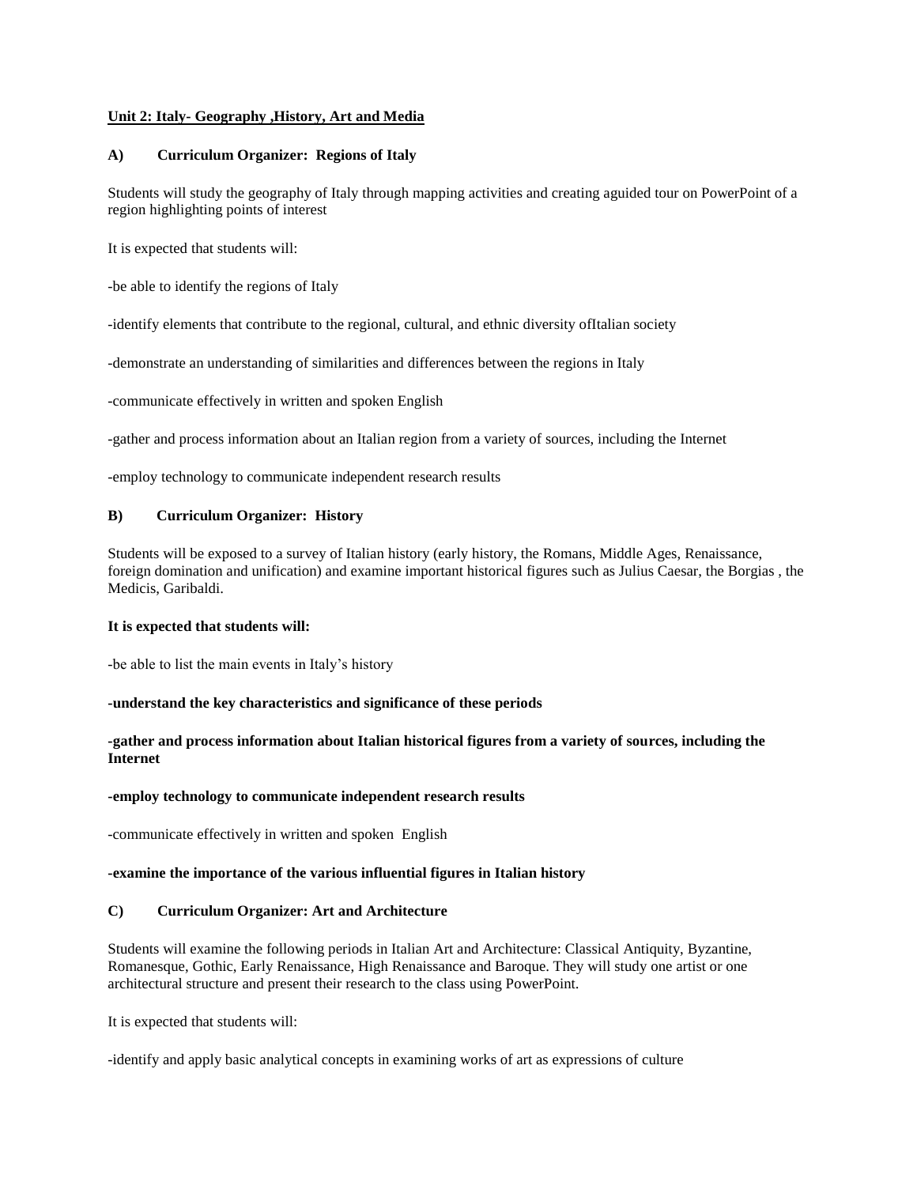**Unit 2: Italy- Geography ,History, Art and Media**

**A) Curriculum Organizer: Regions of Italy**

Students will study the geography of Italy through mapping activities and creating aguided tour on PowerPoint of a region highlighting points of interest

It is expected that students will:

-be able to identify the regions of Italy

-identify elements that contribute to the regional, cultural, and ethnic diversity ofItalian society

-demonstrate an understanding of similarities and differences between the regions in Italy

-communicate effectively in written and spoken English

-gather and process information about an Italian region from a variety of sources, including the Internet

-employ technology to communicate independent research results

**B) Curriculum Organizer: History**

Students will be exposed to a survey of Italian history (early history, the Romans, Middle Ages, Renaissance, foreign domination and unification) and examine important historical figures such as Julius Caesar, the Borgias , the Medicis, Garibaldi.

**It is expected that students will:**

-be able to list the main events in Italy's history

**-understand the key characteristics and significance of these periods**

**-gather and process information about Italian historical figures from a variety of sources, including the Internet**

**-employ technology to communicate independent research results**

-communicate effectively in written and spoken English

**-examine the importance of the various influential figures in Italian history**

**C) Curriculum Organizer: Art and Architecture**

Students will examine the following periods in Italian Art and Architecture: Classical Antiquity, Byzantine, Romanesque, Gothic, Early Renaissance, High Renaissance and Baroque. They will study one artist or one architectural structure and present their research to the class using PowerPoint.

It is expected that students will:

-identify and apply basic analytical concepts in examining works of art as expressions of culture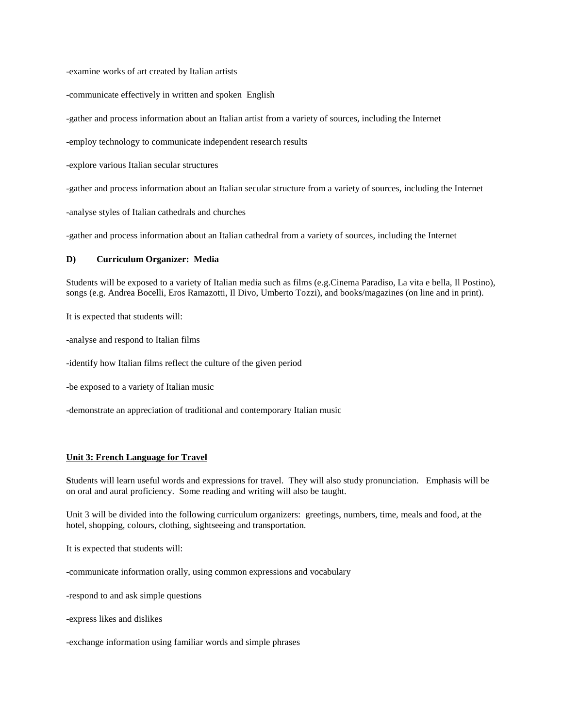-examine works of art created by Italian artists

-communicate effectively in written and spoken English

-gather and process information about an Italian artist from a variety of sources, including the Internet

-employ technology to communicate independent research results

-explore various Italian secular structures

-gather and process information about an Italian secular structure from a variety of sources, including the Internet

-analyse styles of Italian cathedrals and churches

-gather and process information about an Italian cathedral from a variety of sources, including the Internet

**D) Curriculum Organizer: Media**

Students will be exposed to a variety of Italian media such as films (e.g.Cinema Paradiso, La vita e bella, Il Postino), songs (e.g. Andrea Bocelli, Eros Ramazotti, Il Divo, Umberto Tozzi), and books/magazines (on line and in print).

It is expected that students will:

-analyse and respond to Italian films

-identify how Italian films reflect the culture of the given period

-be exposed to a variety of Italian music

-demonstrate an appreciation of traditional and contemporary Italian music

**Unit 3: French Language for Travel**

**S**tudents will learn useful words and expressions for travel. They will also study pronunciation. Emphasis will be on oral and aural proficiency. Some reading and writing will also be taught.

Unit 3 will be divided into the following curriculum organizers: greetings, numbers, time, meals and food, at the hotel, shopping, colours, clothing, sightseeing and transportation.

It is expected that students will:

-communicate information orally, using common expressions and vocabulary

-respond to and ask simple questions

-express likes and dislikes

-exchange information using familiar words and simple phrases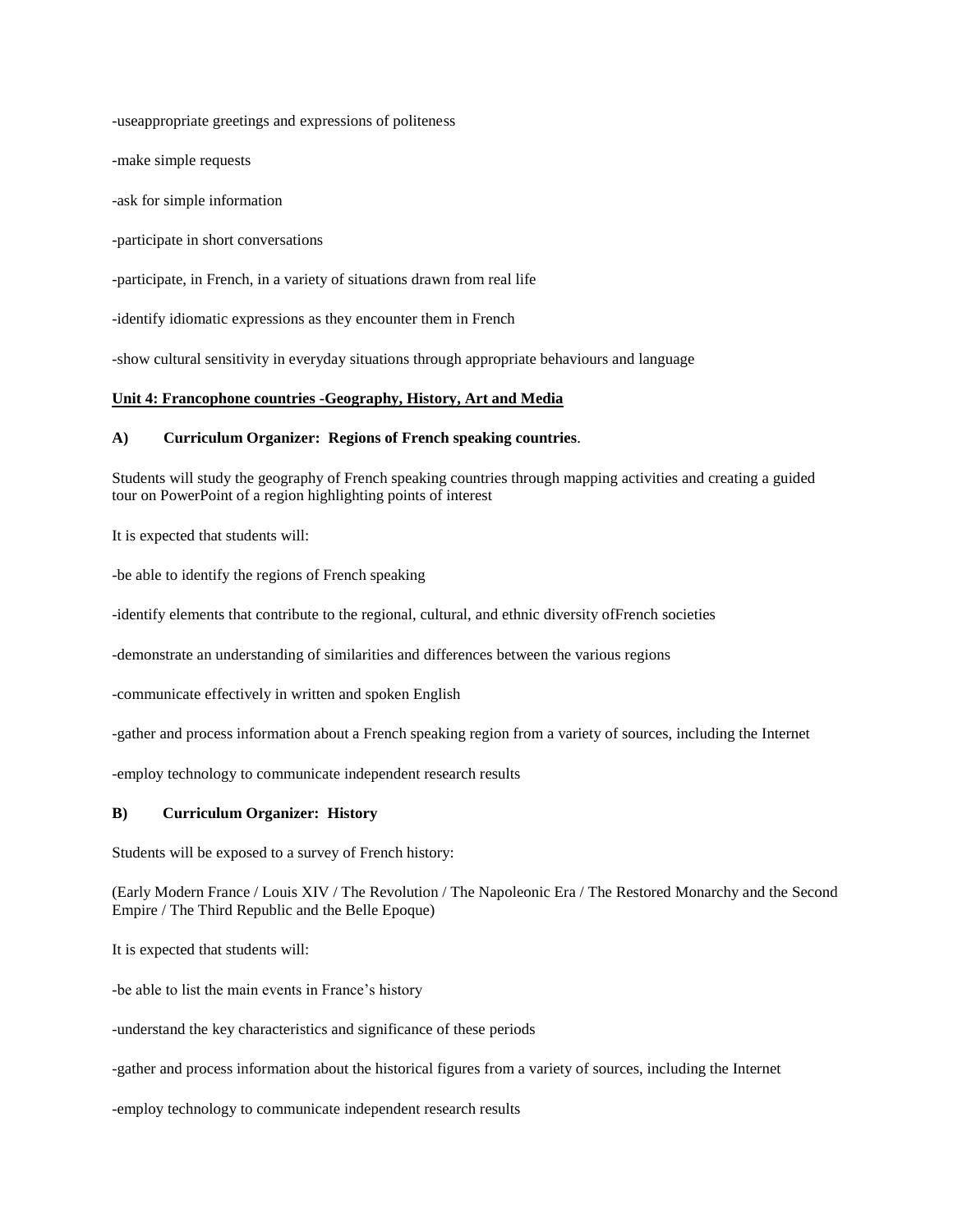-useappropriate greetings and expressions of politeness

-make simple requests

-ask for simple information

-participate in short conversations

-participate, in French, in a variety of situations drawn from real life

-identify idiomatic expressions as they encounter them in French

-show cultural sensitivity in everyday situations through appropriate behaviours and language

**Unit 4: Francophone countries -Geography, History, Art and Media**

**A) Curriculum Organizer: Regions of French speaking countries**.

Students will study the geography of French speaking countries through mapping activities and creating a guided tour on PowerPoint of a region highlighting points of interest

It is expected that students will:

-be able to identify the regions of French speaking

-identify elements that contribute to the regional, cultural, and ethnic diversity ofFrench societies

-demonstrate an understanding of similarities and differences between the various regions

-communicate effectively in written and spoken English

-gather and process information about a French speaking region from a variety of sources, including the Internet

-employ technology to communicate independent research results

**B) Curriculum Organizer: History**

Students will be exposed to a survey of French history:

(Early Modern France / Louis XIV / The Revolution / The Napoleonic Era / The Restored Monarchy and the Second Empire / The Third Republic and the Belle Epoque)

It is expected that students will:

-be able to list the main events in France's history

-understand the key characteristics and significance of these periods

-gather and process information about the historical figures from a variety of sources, including the Internet

-employ technology to communicate independent research results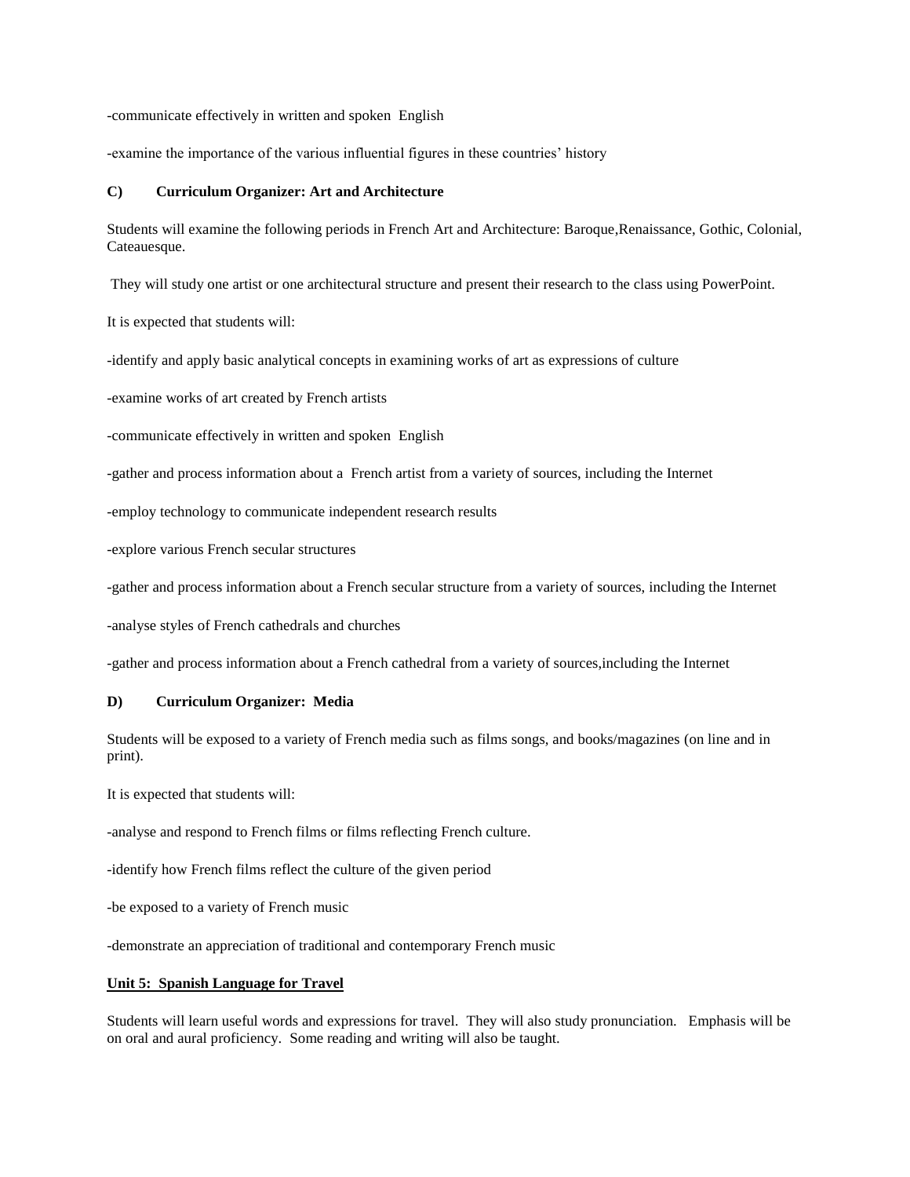-communicate effectively in written and spoken English

-examine the importance of the various influential figures in these countries' history

**C) Curriculum Organizer: Art and Architecture**

Students will examine the following periods in French Art and Architecture: Baroque,Renaissance, Gothic, Colonial, Cateauesque.

They will study one artist or one architectural structure and present their research to the class using PowerPoint.

It is expected that students will:

-identify and apply basic analytical concepts in examining works of art as expressions of culture

-examine works of art created by French artists

-communicate effectively in written and spoken English

-gather and process information about a French artist from a variety of sources, including the Internet

-employ technology to communicate independent research results

-explore various French secular structures

-gather and process information about a French secular structure from a variety of sources, including the Internet

-analyse styles of French cathedrals and churches

-gather and process information about a French cathedral from a variety of sources,including the Internet

**D) Curriculum Organizer: Media**

Students will be exposed to a variety of French media such as films songs, and books/magazines (on line and in print).

It is expected that students will:

-analyse and respond to French films or films reflecting French culture.

-identify how French films reflect the culture of the given period

-be exposed to a variety of French music

-demonstrate an appreciation of traditional and contemporary French music

**Unit 5: Spanish Language for Travel**

Students will learn useful words and expressions for travel. They will also study pronunciation. Emphasis will be on oral and aural proficiency. Some reading and writing will also be taught.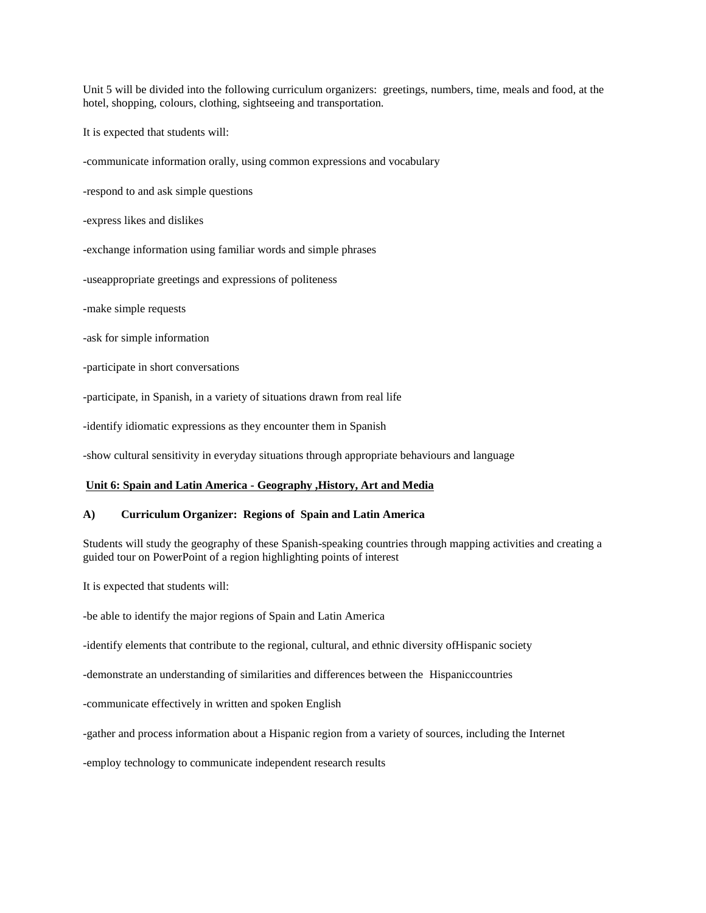Unit 5 will be divided into the following curriculum organizers: greetings, numbers, time, meals and food, at the hotel, shopping, colours, clothing, sightseeing and transportation.

It is expected that students will:

-communicate information orally, using common expressions and vocabulary

-respond to and ask simple questions

-express likes and dislikes

-exchange information using familiar words and simple phrases

-useappropriate greetings and expressions of politeness

-make simple requests

-ask for simple information

-participate in short conversations

-participate, in Spanish, in a variety of situations drawn from real life

-identify idiomatic expressions as they encounter them in Spanish

-show cultural sensitivity in everyday situations through appropriate behaviours and language

## Unit 6: Spain and Latin America - Geography ,History, Art and Media

### A) Curriculum Organizer: Regions of Spain and Latin America

Students will study the geography of these Spanish-speaking countries through mapping activities and creating a guided tour on PowerPoint of a region highlighting points of interest

It is expected that students will:

-be able to identify the major regions of Spain and Latin America

-identify elements that contribute to the regional, cultural, and ethnic diversity ofHispanic society

-demonstrate an understanding of similarities and differences between the Hispaniccountries

-communicate effectively in written and spoken English

-gather and process information about a Hispanic region from a variety of sources, including the Internet

-employ technology to communicate independent research results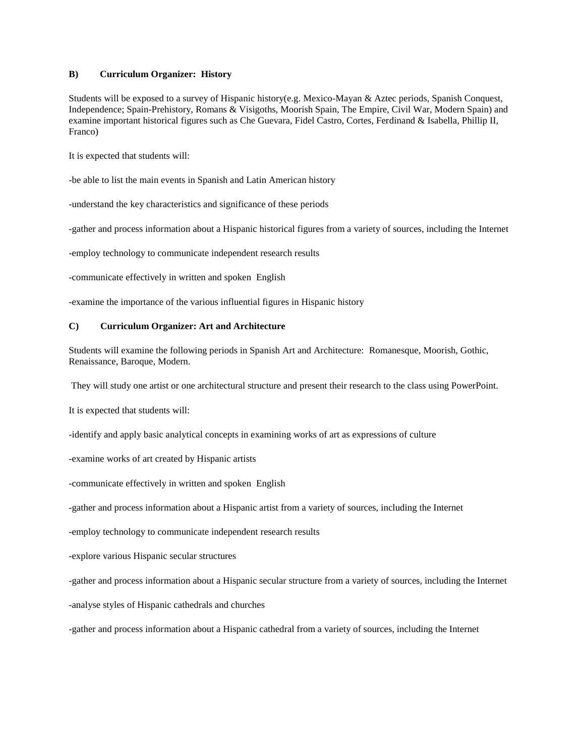**B) Curriculum Organizer: History**

Students will be exposed to a survey of Hispanic history(e.g. Mexico-Mayan & Aztec periods, Spanish Conquest, Independence; Spain-Prehistory, Romans & Visigoths, Moorish Spain, The Empire, Civil War, Modern Spain) and examine important historical figures such as Che Guevara, Fidel Castro, Cortes, Ferdinand & Isabella, Phillip II, Franco)

It is expected that students will:

-be able to list the main events in Spanish and Latin American history

-understand the key characteristics and significance of these periods

-gather and process information about a Hispanic historical figures from a variety of sources, including the Internet

-employ technology to communicate independent research results

-communicate effectively in written and spoken English

-examine the importance of the various influential figures in Hispanic history

**C) Curriculum Organizer: Art and Architecture**

Students will examine the following periods in Spanish Art and Architecture: Romanesque, Moorish, Gothic, Renaissance, Baroque, Modern.

They will study one artist or one architectural structure and present their research to the class using PowerPoint.

It is expected that students will:

-identify and apply basic analytical concepts in examining works of art as expressions of culture

-examine works of art created by Hispanic artists

-communicate effectively in written and spoken English

-gather and process information about a Hispanic artist from a variety of sources, including the Internet

-employ technology to communicate independent research results

-explore various Hispanic secular structures

-gather and process information about a Hispanic secular structure from a variety of sources, including the Internet

-analyse styles of Hispanic cathedrals and churches

-gather and process information about a Hispanic cathedral from a variety of sources, including the Internet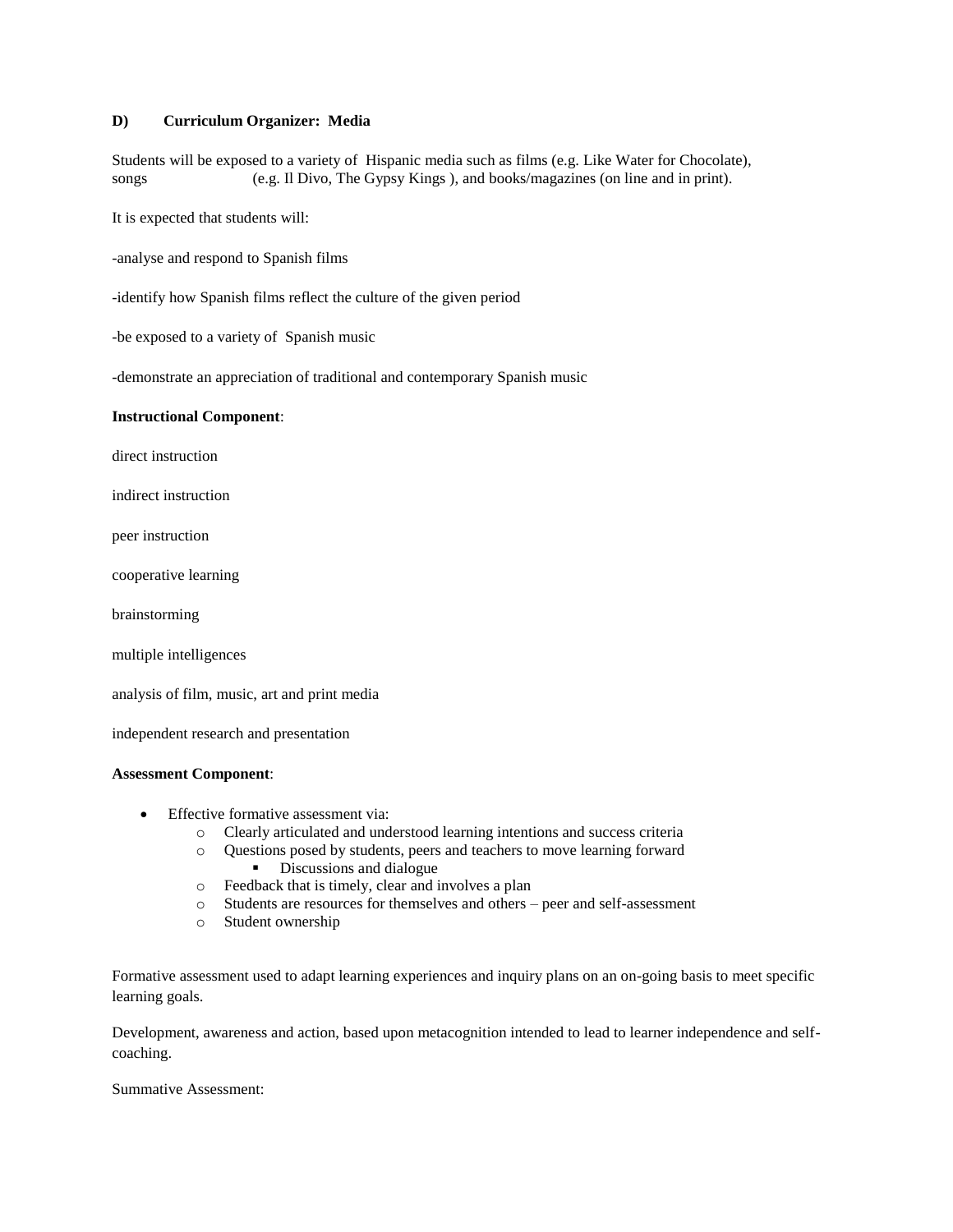**D) Curriculum Organizer: Media**

Students will be exposed to a variety of Hispanic media such as films (e.g. Like Water for Chocolate), songs (e.g. Il Divo, The Gypsy Kings ), and books/magazines (on line and in print).

It is expected that students will:

-analyse and respond to Spanish films

-identify how Spanish films reflect the culture of the given period

-be exposed to a variety of Spanish music

-demonstrate an appreciation of traditional and contemporary Spanish music

**Instructional Component**:

direct instruction

indirect instruction

peer instruction

cooperative learning

brainstorming

multiple intelligences

analysis of film, music, art and print media

independent research and presentation

**Assessment Component**:

- Effective formative assessment via:
  - Clearly articulated and understood learning intentions and success criteria
  - Questions posed by students, peers and teachers to move learning forward
    - Discussions and dialogue
  - Feedback that is timely, clear and involves a plan
  - Students are resources for themselves and others – peer and self-assessment
  - Student ownership

Formative assessment used to adapt learning experiences and inquiry plans on an on-going basis to meet specific learning goals.

Development, awareness and action, based upon metacognition intended to lead to learner independence and self-coaching.

Summative Assessment: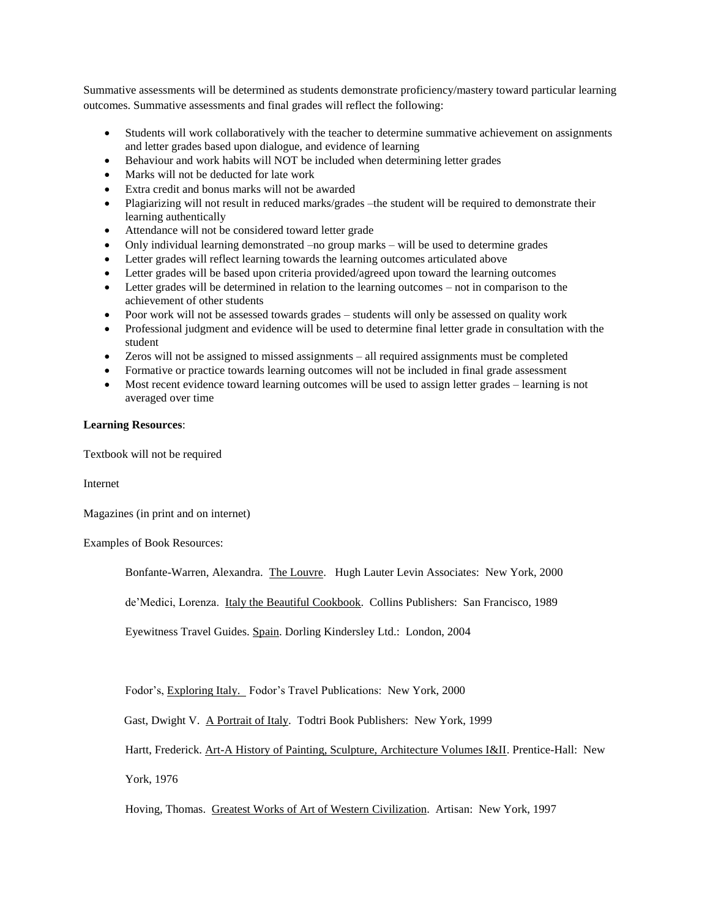Summative assessments will be determined as students demonstrate proficiency/mastery toward particular learning outcomes. Summative assessments and final grades will reflect the following:

- Students will work collaboratively with the teacher to determine summative achievement on assignments and letter grades based upon dialogue, and evidence of learning
- Behaviour and work habits will NOT be included when determining letter grades
- Marks will not be deducted for late work
- Extra credit and bonus marks will not be awarded
- Plagiarizing will not result in reduced marks/grades –the student will be required to demonstrate their learning authentically
- Attendance will not be considered toward letter grade
- Only individual learning demonstrated –no group marks – will be used to determine grades
- Letter grades will reflect learning towards the learning outcomes articulated above
- Letter grades will be based upon criteria provided/agreed upon toward the learning outcomes
- Letter grades will be determined in relation to the learning outcomes – not in comparison to the achievement of other students
- Poor work will not be assessed towards grades – students will only be assessed on quality work
- Professional judgment and evidence will be used to determine final letter grade in consultation with the student
- Zeros will not be assigned to missed assignments – all required assignments must be completed
- Formative or practice towards learning outcomes will not be included in final grade assessment
- Most recent evidence toward learning outcomes will be used to assign letter grades – learning is not averaged over time

**Learning Resources**:

Textbook will not be required

Internet

Magazines (in print and on internet)

Examples of Book Resources:

Bonfante-Warren, Alexandra. The Louvre. Hugh Lauter Levin Associates: New York, 2000

de'Medici, Lorenza. Italy the Beautiful Cookbook. Collins Publishers: San Francisco, 1989

Eyewitness Travel Guides. Spain. Dorling Kindersley Ltd.: London, 2004

Fodor's, Exploring Italy. Fodor's Travel Publications: New York, 2000

Gast, Dwight V. A Portrait of Italy. Todtri Book Publishers: New York, 1999

Hartt, Frederick. Art-A History of Painting, Sculpture, Architecture Volumes I&II. Prentice-Hall: New York, 1976

Hoving, Thomas. Greatest Works of Art of Western Civilization. Artisan: New York, 1997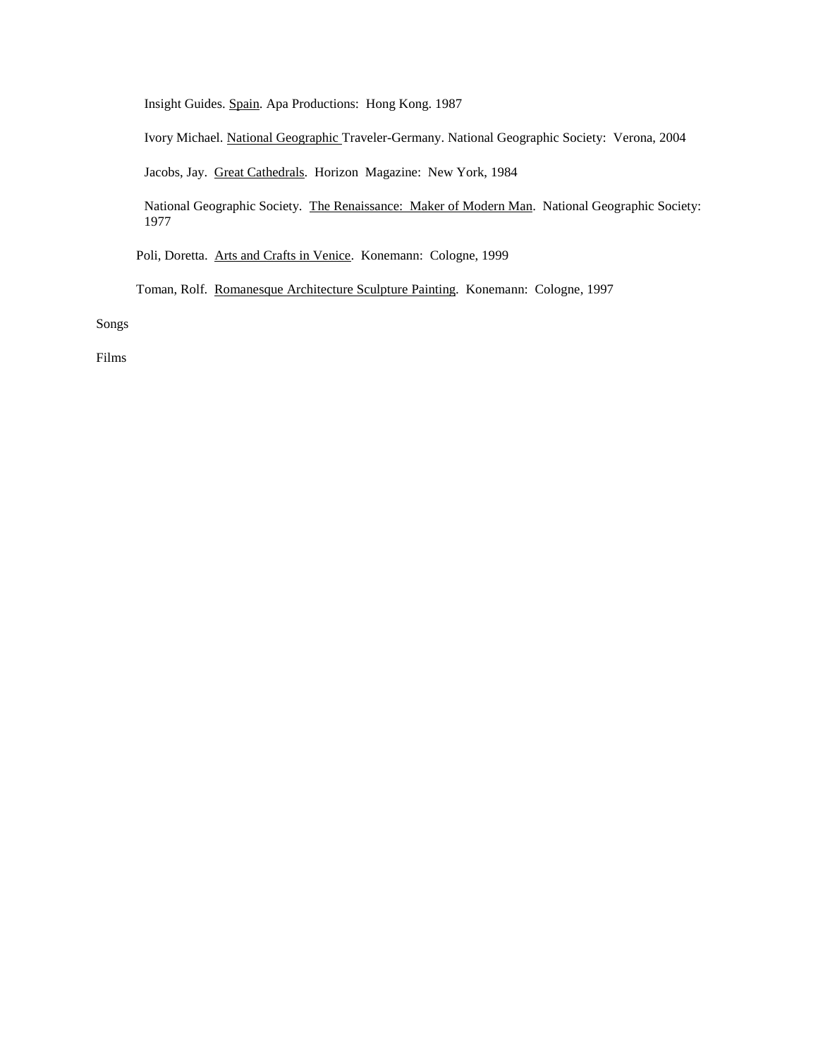Insight Guides. Spain. Apa Productions: Hong Kong. 1987

Ivory Michael. National Geographic Traveler-Germany. National Geographic Society: Verona, 2004

Jacobs, Jay. Great Cathedrals. Horizon Magazine: New York, 1984

National Geographic Society. The Renaissance: Maker of Modern Man. National Geographic Society: 1977

Poli, Doretta. Arts and Crafts in Venice. Konemann: Cologne, 1999

Toman, Rolf. Romanesque Architecture Sculpture Painting. Konemann: Cologne, 1997

Songs

Films